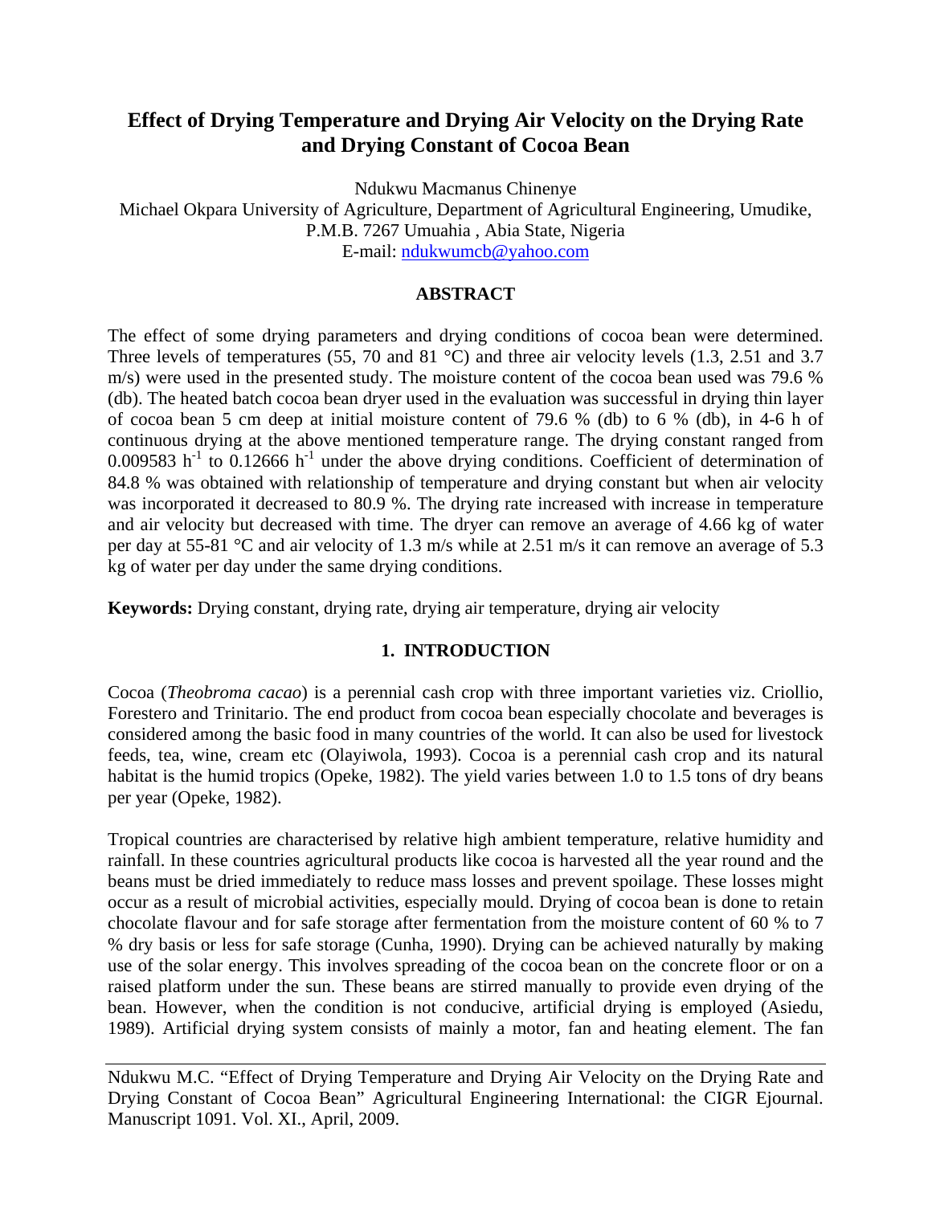# Effect of Drying Temperature and Drying Air Velocity on the Drying Rate and Drying Constant of Cocoa Bean

Ndukwu Macmanus Chinenye

Michael Okpara University of Agriculture, Department of Agricultural Engineering, Umudike, P.M.B. 7267 Umuahia , Abia State, Nigeria

E-mail: ndukwumcb@yahoo.com

## ABSTRACT

The effect of some drying parameters and drying conditions of cocoa bean were determined. Three levels of temperatures (55, 70 and 81 °C) and three air velocity levels (1.3, 2.51 and 3.7 m/s) were used in the presented study. The moisture content of the cocoa bean used was 79.6 % (db). The heated batch cocoa bean dryer used in the evaluation was successful in drying thin layer of cocoa bean 5 cm deep at initial moisture content of 79.6 % (db) to 6 % (db), in 4-6 h of continuous drying at the above mentioned temperature range. The drying constant ranged from 0.009583 $h^{-1}$ to 0.12666 $h^{-1}$ under the above drying conditions. Coefficient of determination of 84.8 % was obtained with relationship of temperature and drying constant but when air velocity was incorporated it decreased to 80.9 %. The drying rate increased with increase in temperature and air velocity but decreased with time. The dryer can remove an average of 4.66 kg of water per day at 55-81 °C and air velocity of 1.3 m/s while at 2.51 m/s it can remove an average of 5.3 kg of water per day under the same drying conditions.

**Keywords:** Drying constant, drying rate, drying air temperature, drying air velocity

## 1. INTRODUCTION

Cocoa (*Theobroma cacao*) is a perennial cash crop with three important varieties viz. Criollio, Forestero and Trinitario. The end product from cocoa bean especially chocolate and beverages is considered among the basic food in many countries of the world. It can also be used for livestock feeds, tea, wine, cream etc (Olayiwola, 1993). Cocoa is a perennial cash crop and its natural habitat is the humid tropics (Opeke, 1982). The yield varies between 1.0 to 1.5 tons of dry beans per year (Opeke, 1982).

Tropical countries are characterised by relative high ambient temperature, relative humidity and rainfall. In these countries agricultural products like cocoa is harvested all the year round and the beans must be dried immediately to reduce mass losses and prevent spoilage. These losses might occur as a result of microbial activities, especially mould. Drying of cocoa bean is done to retain chocolate flavour and for safe storage after fermentation from the moisture content of 60 % to 7 % dry basis or less for safe storage (Cunha, 1990). Drying can be achieved naturally by making use of the solar energy. This involves spreading of the cocoa bean on the concrete floor or on a raised platform under the sun. These beans are stirred manually to provide even drying of the bean. However, when the condition is not conducive, artificial drying is employed (Asiedu, 1989). Artificial drying system consists of mainly a motor, fan and heating element. The fan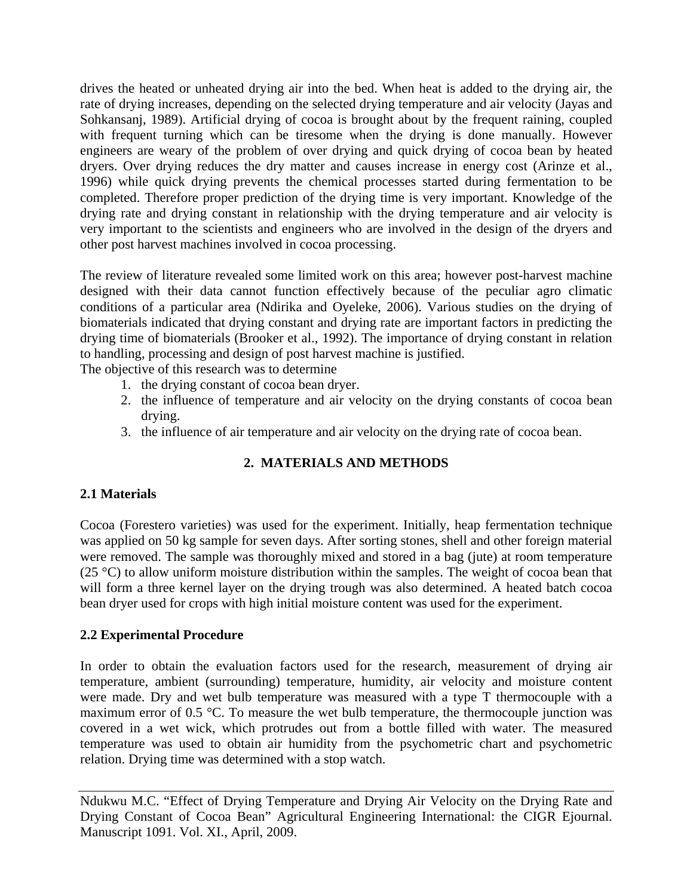drives the heated or unheated drying air into the bed. When heat is added to the drying air, the rate of drying increases, depending on the selected drying temperature and air velocity (Jayas and Sohkansanj, 1989). Artificial drying of cocoa is brought about by the frequent raining, coupled with frequent turning which can be tiresome when the drying is done manually. However engineers are weary of the problem of over drying and quick drying of cocoa bean by heated dryers. Over drying reduces the dry matter and causes increase in energy cost (Arinze et al., 1996) while quick drying prevents the chemical processes started during fermentation to be completed. Therefore proper prediction of the drying time is very important. Knowledge of the drying rate and drying constant in relationship with the drying temperature and air velocity is very important to the scientists and engineers who are involved in the design of the dryers and other post harvest machines involved in cocoa processing.

The review of literature revealed some limited work on this area; however post-harvest machine designed with their data cannot function effectively because of the peculiar agro climatic conditions of a particular area (Ndirika and Oyeleke, 2006). Various studies on the drying of biomaterials indicated that drying constant and drying rate are important factors in predicting the drying time of biomaterials (Brooker et al., 1992). The importance of drying constant in relation to handling, processing and design of post harvest machine is justified.
The objective of this research was to determine

1. the drying constant of cocoa bean dryer.
2. the influence of temperature and air velocity on the drying constants of cocoa bean drying.
3. the influence of air temperature and air velocity on the drying rate of cocoa bean.

## 2. MATERIALS AND METHODS

### 2.1 Materials

Cocoa (Forestero varieties) was used for the experiment. Initially, heap fermentation technique was applied on 50 kg sample for seven days. After sorting stones, shell and other foreign material were removed. The sample was thoroughly mixed and stored in a bag (jute) at room temperature (25 °C) to allow uniform moisture distribution within the samples. The weight of cocoa bean that will form a three kernel layer on the drying trough was also determined. A heated batch cocoa bean dryer used for crops with high initial moisture content was used for the experiment.

### 2.2 Experimental Procedure

In order to obtain the evaluation factors used for the research, measurement of drying air temperature, ambient (surrounding) temperature, humidity, air velocity and moisture content were made. Dry and wet bulb temperature was measured with a type T thermocouple with a maximum error of 0.5 °C. To measure the wet bulb temperature, the thermocouple junction was covered in a wet wick, which protrudes out from a bottle filled with water. The measured temperature was used to obtain air humidity from the psychometric chart and psychometric relation. Drying time was determined with a stop watch.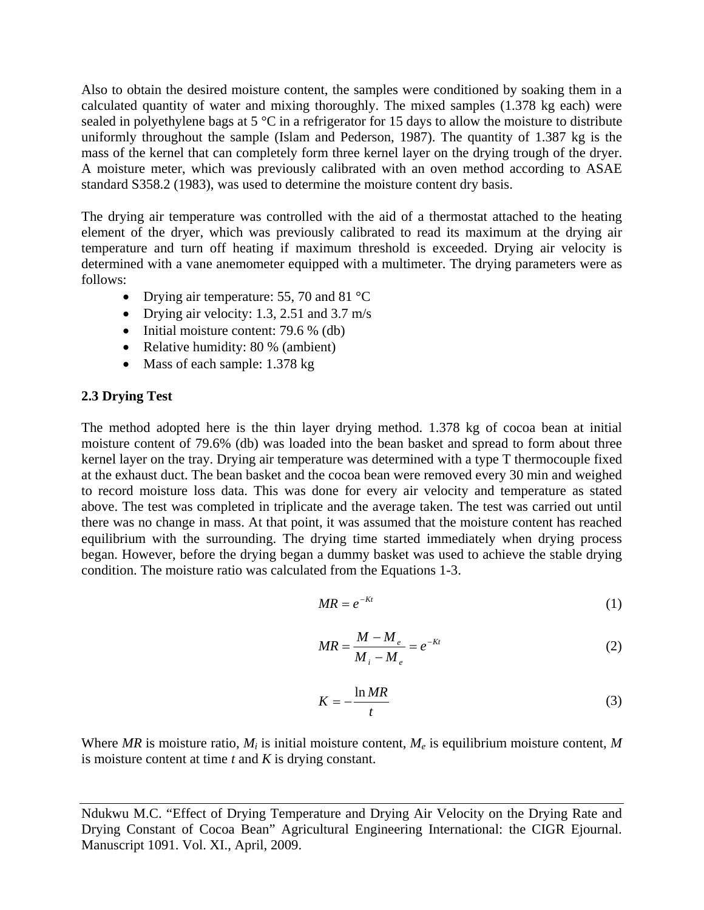Also to obtain the desired moisture content, the samples were conditioned by soaking them in a calculated quantity of water and mixing thoroughly. The mixed samples (1.378 kg each) were sealed in polyethylene bags at 5 °C in a refrigerator for 15 days to allow the moisture to distribute uniformly throughout the sample (Islam and Pederson, 1987). The quantity of 1.387 kg is the mass of the kernel that can completely form three kernel layer on the drying trough of the dryer. A moisture meter, which was previously calibrated with an oven method according to ASAE standard S358.2 (1983), was used to determine the moisture content dry basis.

The drying air temperature was controlled with the aid of a thermostat attached to the heating element of the dryer, which was previously calibrated to read its maximum at the drying air temperature and turn off heating if maximum threshold is exceeded. Drying air velocity is determined with a vane anemometer equipped with a multimeter. The drying parameters were as follows:

- Drying air temperature: 55, 70 and 81 °C
- Drying air velocity: 1.3, 2.51 and 3.7 m/s
- Initial moisture content: 79.6 % (db)
- Relative humidity: 80 % (ambient)
- Mass of each sample: 1.378 kg

### 2.3 Drying Test

The method adopted here is the thin layer drying method. 1.378 kg of cocoa bean at initial moisture content of 79.6% (db) was loaded into the bean basket and spread to form about three kernel layer on the tray. Drying air temperature was determined with a type T thermocouple fixed at the exhaust duct. The bean basket and the cocoa bean were removed every 30 min and weighed to record moisture loss data. This was done for every air velocity and temperature as stated above. The test was completed in triplicate and the average taken. The test was carried out until there was no change in mass. At that point, it was assumed that the moisture content has reached equilibrium with the surrounding. The drying time started immediately when drying process began. However, before the drying began a dummy basket was used to achieve the stable drying condition. The moisture ratio was calculated from the Equations 1-3.

$$MR = e^{-Kt} \tag{1}$$

$$MR = \frac{M - M_e}{M_i - M_e} = e^{-Kt} \tag{2}$$

$$K = -\frac{\ln MR}{t} \tag{3}$$

Where $MR$ is moisture ratio, $M_i$ is initial moisture content, $M_e$ is equilibrium moisture content, $M$ is moisture content at time $t$ and $K$ is drying constant.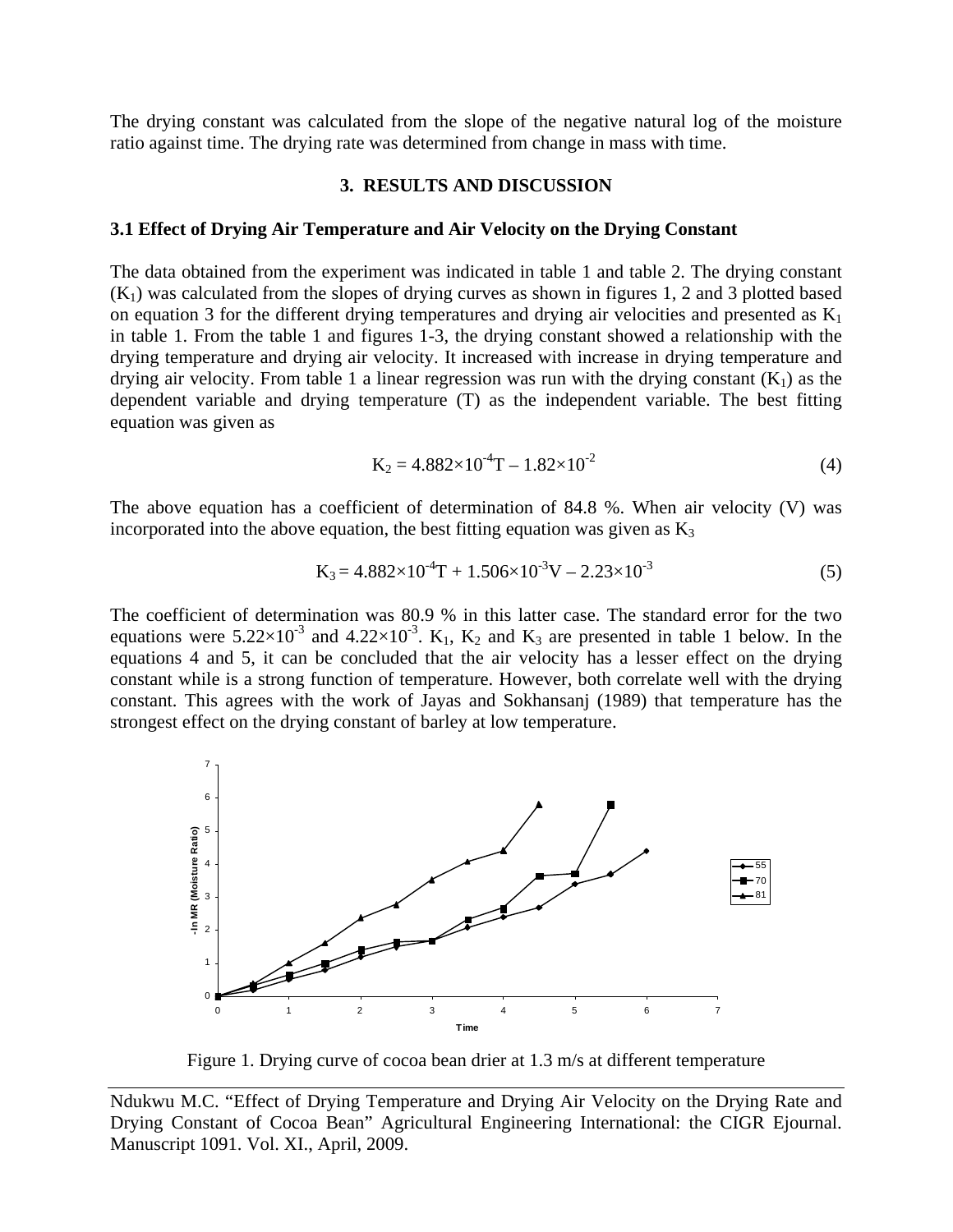The drying constant was calculated from the slope of the negative natural log of the moisture ratio against time. The drying rate was determined from change in mass with time.

## 3. RESULTS AND DISCUSSION

### 3.1 Effect of Drying Air Temperature and Air Velocity on the Drying Constant

The data obtained from the experiment was indicated in table 1 and table 2. The drying constant ($K_1$) was calculated from the slopes of drying curves as shown in figures 1, 2 and 3 plotted based on equation 3 for the different drying temperatures and drying air velocities and presented as $K_1$ in table 1. From the table 1 and figures 1-3, the drying constant showed a relationship with the drying temperature and drying air velocity. It increased with increase in drying temperature and drying air velocity. From table 1 a linear regression was run with the drying constant ($K_1$) as the dependent variable and drying temperature (T) as the independent variable. The best fitting equation was given as

$$K_2 = 4.882\times10^{-4}T - 1.82\times10^{-2} \tag{4}$$

The above equation has a coefficient of determination of 84.8 %. When air velocity (V) was incorporated into the above equation, the best fitting equation was given as $K_3$

$$K_3 = 4.882\times10^{-4}T + 1.506\times10^{-3}V - 2.23\times10^{-3} \tag{5}$$

The coefficient of determination was 80.9 % in this latter case. The standard error for the two equations were $5.22\times10^{-3}$ and $4.22\times10^{-3}$. $K_1$, $K_2$ and $K_3$ are presented in table 1 below. In the equations 4 and 5, it can be concluded that the air velocity has a lesser effect on the drying constant while is a strong function of temperature. However, both correlate well with the drying constant. This agrees with the work of Jayas and Sokhansanj (1989) that temperature has the strongest effect on the drying constant of barley at low temperature.

Figure 1. Drying curve of cocoa bean drier at 1.3 m/s at different temperature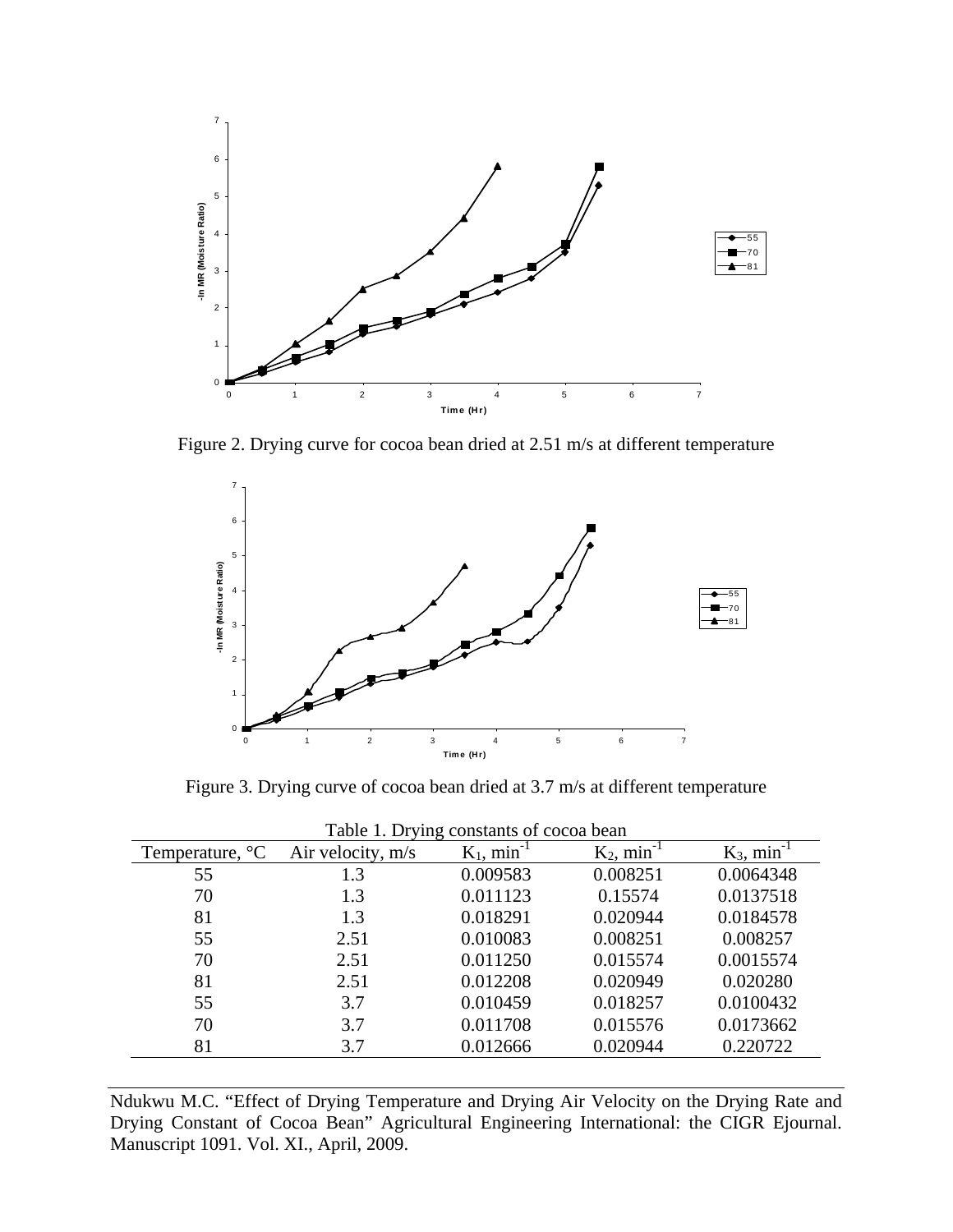Figure 2. Drying curve for cocoa bean dried at 2.51 m/s at different temperature

Figure 3. Drying curve of cocoa bean dried at 3.7 m/s at different temperature

Table 1. Drying constants of cocoa bean

| Temperature, °C | Air velocity, m/s | $K_1$, min$^{-1}$ | $K_2$, min$^{-1}$ | $K_3$, min$^{-1}$ |
|---|---|---|---|---|
| 55 | 1.3 | 0.009583 | 0.008251 | 0.0064348 |
| 70 | 1.3 | 0.011123 | 0.15574 | 0.0137518 |
| 81 | 1.3 | 0.018291 | 0.020944 | 0.0184578 |
| 55 | 2.51 | 0.010083 | 0.008251 | 0.008257 |
| 70 | 2.51 | 0.011250 | 0.015574 | 0.0015574 |
| 81 | 2.51 | 0.012208 | 0.020949 | 0.020280 |
| 55 | 3.7 | 0.010459 | 0.018257 | 0.0100432 |
| 70 | 3.7 | 0.011708 | 0.015576 | 0.0173662 |
| 81 | 3.7 | 0.012666 | 0.020944 | 0.220722 |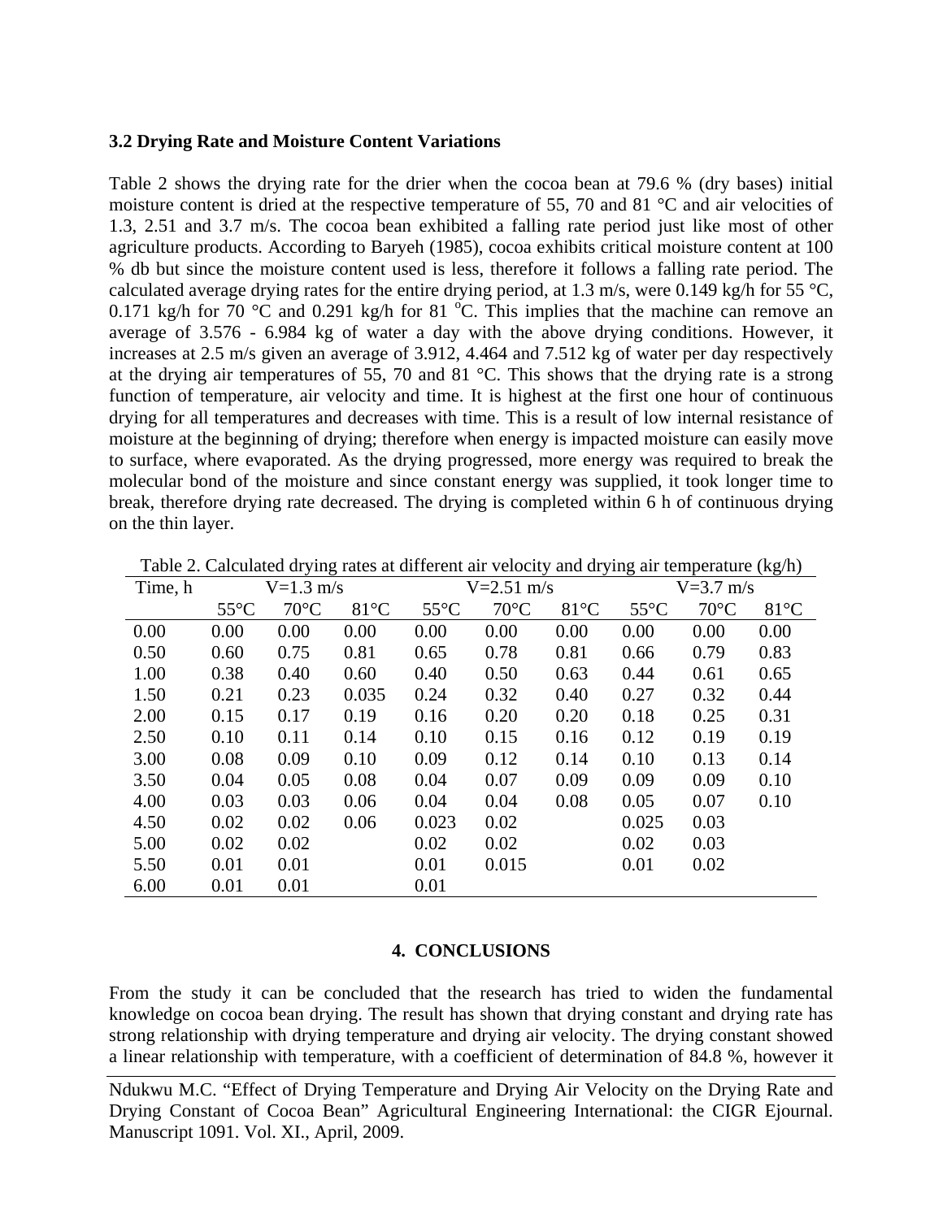### 3.2 Drying Rate and Moisture Content Variations

Table 2 shows the drying rate for the drier when the cocoa bean at 79.6 % (dry bases) initial moisture content is dried at the respective temperature of 55, 70 and 81 °C and air velocities of 1.3, 2.51 and 3.7 m/s. The cocoa bean exhibited a falling rate period just like most of other agriculture products. According to Baryeh (1985), cocoa exhibits critical moisture content at 100 % db but since the moisture content used is less, therefore it follows a falling rate period. The calculated average drying rates for the entire drying period, at 1.3 m/s, were 0.149 kg/h for 55 °C, 0.171 kg/h for 70 °C and 0.291 kg/h for 81 °C. This implies that the machine can remove an average of 3.576 - 6.984 kg of water a day with the above drying conditions. However, it increases at 2.5 m/s given an average of 3.912, 4.464 and 7.512 kg of water per day respectively at the drying air temperatures of 55, 70 and 81 °C. This shows that the drying rate is a strong function of temperature, air velocity and time. It is highest at the first one hour of continuous drying for all temperatures and decreases with time. This is a result of low internal resistance of moisture at the beginning of drying; therefore when energy is impacted moisture can easily move to surface, where evaporated. As the drying progressed, more energy was required to break the molecular bond of the moisture and since constant energy was supplied, it took longer time to break, therefore drying rate decreased. The drying is completed within 6 h of continuous drying on the thin layer.

Table 2. Calculated drying rates at different air velocity and drying air temperature (kg/h)

| Time, h | V=1.3 m/s | | | V=2.51 m/s | | | V=3.7 m/s | | |
|---|---|---|---|---|---|---|---|---|---|
| | 55°C | 70°C | 81°C | 55°C | 70°C | 81°C | 55°C | 70°C | 81°C |
| 0.00 | 0.00 | 0.00 | 0.00 | 0.00 | 0.00 | 0.00 | 0.00 | 0.00 | 0.00 |
| 0.50 | 0.60 | 0.75 | 0.81 | 0.65 | 0.78 | 0.81 | 0.66 | 0.79 | 0.83 |
| 1.00 | 0.38 | 0.40 | 0.60 | 0.40 | 0.50 | 0.63 | 0.44 | 0.61 | 0.65 |
| 1.50 | 0.21 | 0.23 | 0.035 | 0.24 | 0.32 | 0.40 | 0.27 | 0.32 | 0.44 |
| 2.00 | 0.15 | 0.17 | 0.19 | 0.16 | 0.20 | 0.20 | 0.18 | 0.25 | 0.31 |
| 2.50 | 0.10 | 0.11 | 0.14 | 0.10 | 0.15 | 0.16 | 0.12 | 0.19 | 0.19 |
| 3.00 | 0.08 | 0.09 | 0.10 | 0.09 | 0.12 | 0.14 | 0.10 | 0.13 | 0.14 |
| 3.50 | 0.04 | 0.05 | 0.08 | 0.04 | 0.07 | 0.09 | 0.09 | 0.09 | 0.10 |
| 4.00 | 0.03 | 0.03 | 0.06 | 0.04 | 0.04 | 0.08 | 0.05 | 0.07 | 0.10 |
| 4.50 | 0.02 | 0.02 | 0.06 | 0.023 | 0.02 | | 0.025 | 0.03 | |
| 5.00 | 0.02 | 0.02 | | 0.02 | 0.02 | | 0.02 | 0.03 | |
| 5.50 | 0.01 | 0.01 | | 0.01 | 0.015 | | 0.01 | 0.02 | |
| 6.00 | 0.01 | 0.01 | | 0.01 | | | | | |

## 4. CONCLUSIONS

From the study it can be concluded that the research has tried to widen the fundamental knowledge on cocoa bean drying. The result has shown that drying constant and drying rate has strong relationship with drying temperature and drying air velocity. The drying constant showed a linear relationship with temperature, with a coefficient of determination of 84.8 %, however it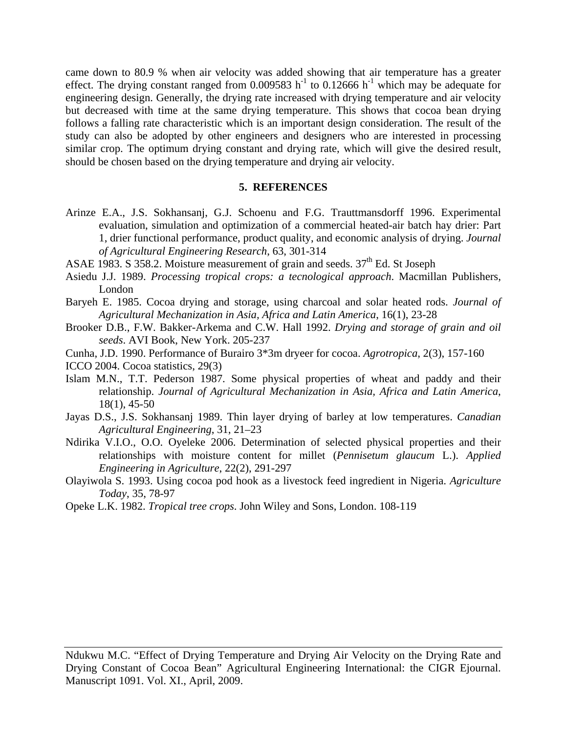came down to 80.9 % when air velocity was added showing that air temperature has a greater effect. The drying constant ranged from 0.009583 $h^{-1}$ to 0.12666 $h^{-1}$ which may be adequate for engineering design. Generally, the drying rate increased with drying temperature and air velocity but decreased with time at the same drying temperature. This shows that cocoa bean drying follows a falling rate characteristic which is an important design consideration. The result of the study can also be adopted by other engineers and designers who are interested in processing similar crop. The optimum drying constant and drying rate, which will give the desired result, should be chosen based on the drying temperature and drying air velocity.

## 5. REFERENCES

Arinze E.A., J.S. Sokhansanj, G.J. Schoenu and F.G. Trauttmansdorff 1996. Experimental evaluation, simulation and optimization of a commercial heated-air batch hay drier: Part 1, drier functional performance, product quality, and economic analysis of drying. *Journal of Agricultural Engineering Research*, 63, 301-314

ASAE 1983. S 358.2. Moisture measurement of grain and seeds. 37th Ed. St Joseph

Asiedu J.J. 1989. *Processing tropical crops: a tecnological approach*. Macmillan Publishers, London

Baryeh E. 1985. Cocoa drying and storage, using charcoal and solar heated rods. *Journal of Agricultural Mechanization in Asia, Africa and Latin America*, 16(1), 23-28

Brooker D.B., F.W. Bakker-Arkema and C.W. Hall 1992. *Drying and storage of grain and oil seeds*. AVI Book, New York. 205-237

Cunha, J.D. 1990. Performance of Burairo 3*3m dryeer for cocoa. *Agrotropica*, 2(3), 157-160

ICCO 2004. Cocoa statistics, 29(3)

Islam M.N., T.T. Pederson 1987. Some physical properties of wheat and paddy and their relationship. *Journal of Agricultural Mechanization in Asia, Africa and Latin America*, 18(1), 45-50

Jayas D.S., J.S. Sokhansanj 1989. Thin layer drying of barley at low temperatures. *Canadian Agricultural Engineering*, 31, 21–23

Ndirika V.I.O., O.O. Oyeleke 2006. Determination of selected physical properties and their relationships with moisture content for millet (*Pennisetum glaucum* L.). *Applied Engineering in Agriculture*, 22(2), 291-297

Olayiwola S. 1993. Using cocoa pod hook as a livestock feed ingredient in Nigeria. *Agriculture Today*, 35, 78-97

Opeke L.K. 1982. *Tropical tree crops*. John Wiley and Sons, London. 108-119